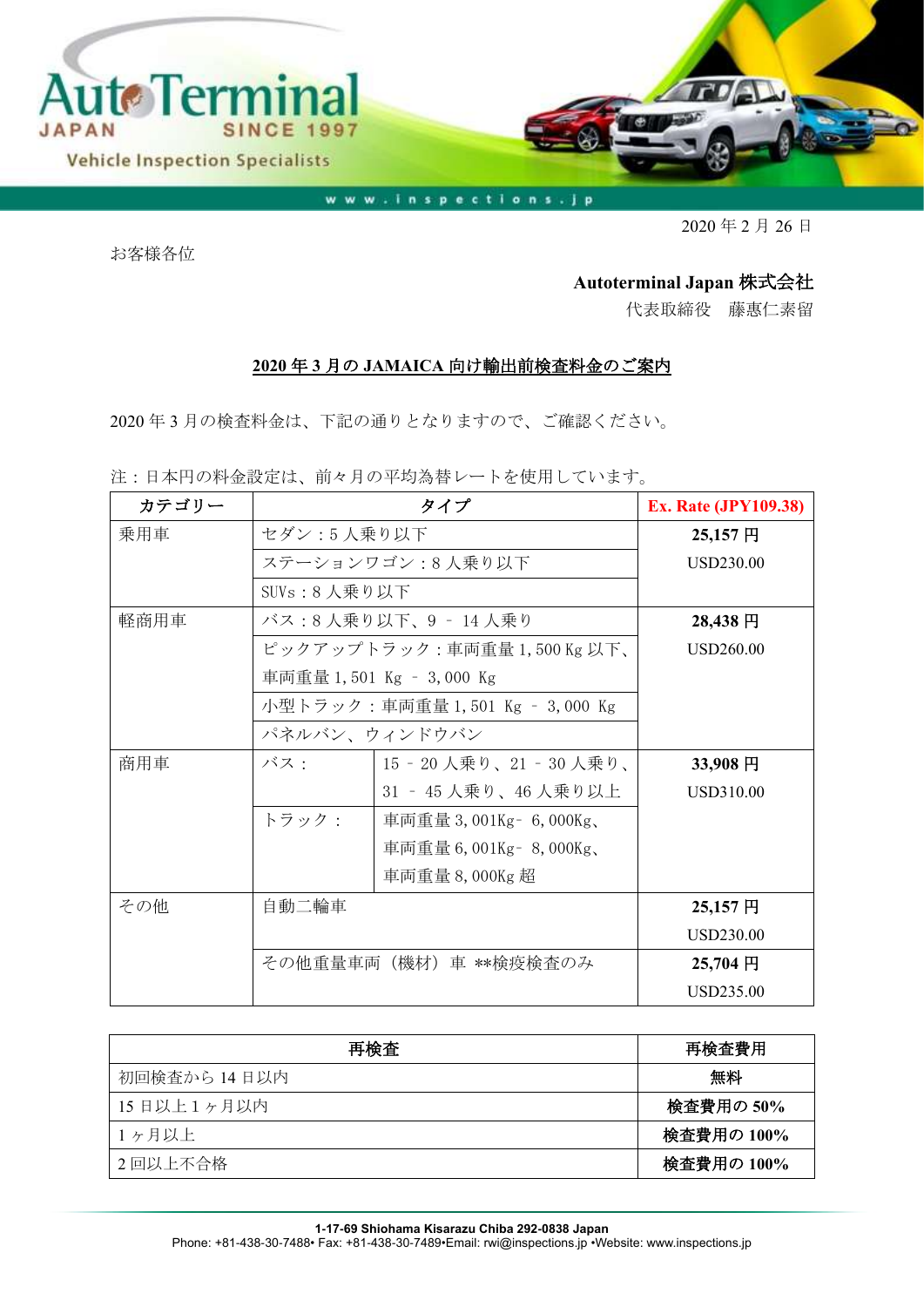AutoTerminal JAPAN SINCE 1997

Vehicle Inspection Specialists

www.inspections.jp

2020 年 2 月 26 日

お客様各位

**Autoterminal Japan 株式会社**

代表取締役　藤惠仁素留

## 2020 年 3 月の JAMAICA 向け輸出前検査料金のご案内

2020 年 3 月の検査料金は、下記の通りとなりますので、ご確認ください。

注：日本円の料金設定は、前々月の平均為替レートを使用しています。

| カテゴリー | タイプ | | Ex. Rate (JPY109.38) |
|---|---|---|---|
| 乗用車 | セダン：5 人乗り以下 | | **25,157 円** USD230.00 |
| | ステーションワゴン：8 人乗り以下 | | |
| | SUVs：8 人乗り以下 | | |
| 軽商用車 | バス：8 人乗り以下、9 – 14 人乗り | | **28,438 円** USD260.00 |
| | ピックアップトラック：車両重量 1,500 Kg 以下、車両重量 1,501 Kg – 3,000 Kg | | |
| | 小型トラック：車両重量 1,501 Kg – 3,000 Kg | | |
| | パネルバン、ウィンドウバン | | |
| 商用車 | バス： | 15 – 20 人乗り、21 – 30 人乗り、31 – 45 人乗り、46 人乗り以上 | **33,908 円** USD310.00 |
| | トラック： | 車両重量 3,001Kg– 6,000Kg、車両重量 6,001Kg– 8,000Kg、車両重量 8,000Kg 超 | |
| その他 | 自動二輪車 | | **25,157 円** USD230.00 |
| | その他重量車両（機材）車 **検疫検査のみ | | **25,704 円** USD235.00 |

| 再検査 | 再検査費用 |
|---|---|
| 初回検査から 14 日以内 | **無料** |
| 15 日以上 1 ヶ月以内 | **検査費用の 50%** |
| 1 ヶ月以上 | **検査費用の 100%** |
| 2 回以上不合格 | **検査費用の 100%** |

**1-17-69 Shiohama Kisarazu Chiba 292-0838 Japan**
Phone: +81-438-30-7488• Fax: +81-438-30-7489•Email: rwi@inspections.jp •Website: www.inspections.jp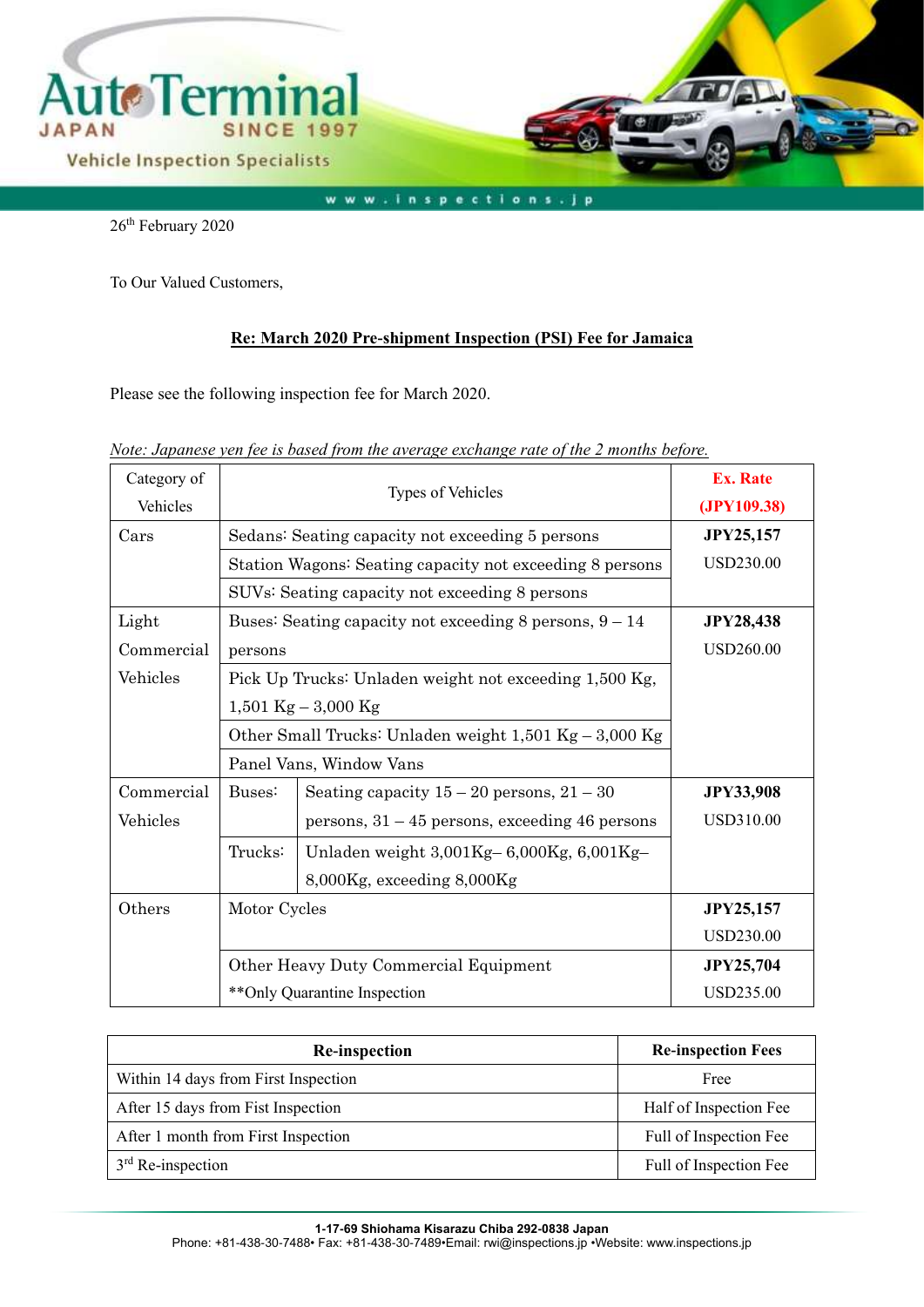# AutoTerminal

JAPAN SINCE 1997

Vehicle Inspection Specialists

www.inspections.jp

26th February 2020

To Our Valued Customers,

**Re: March 2020 Pre-shipment Inspection (PSI) Fee for Jamaica**

Please see the following inspection fee for March 2020.

*Note: Japanese yen fee is based from the average exchange rate of the 2 months before.*

| Category of Vehicles | Types of Vehicles | | Ex. Rate (JPY109.38) |
|---|---|---|---|
| Cars | Sedans: Seating capacity not exceeding 5 persons | | **JPY25,157** USD230.00 |
| | Station Wagons: Seating capacity not exceeding 8 persons | | |
| | SUVs: Seating capacity not exceeding 8 persons | | |
| Light Commercial Vehicles | Buses: Seating capacity not exceeding 8 persons, 9 – 14 persons | | **JPY28,438** USD260.00 |
| | Pick Up Trucks: Unladen weight not exceeding 1,500 Kg, 1,501 Kg – 3,000 Kg | | |
| | Other Small Trucks: Unladen weight 1,501 Kg – 3,000 Kg | | |
| | Panel Vans, Window Vans | | |
| Commercial Vehicles | Buses: | Seating capacity 15 – 20 persons, 21 – 30 persons, 31 – 45 persons, exceeding 46 persons | **JPY33,908** USD310.00 |
| | Trucks: | Unladen weight 3,001Kg– 6,000Kg, 6,001Kg–8,000Kg, exceeding 8,000Kg | |
| Others | Motor Cycles | | **JPY25,157** USD230.00 |
| | Other Heavy Duty Commercial Equipment **Only Quarantine Inspection | | **JPY25,704** USD235.00 |

| Re-inspection | Re-inspection Fees |
|---|---|
| Within 14 days from First Inspection | Free |
| After 15 days from Fist Inspection | Half of Inspection Fee |
| After 1 month from First Inspection | Full of Inspection Fee |
| 3rd Re-inspection | Full of Inspection Fee |

**1-17-69 Shiohama Kisarazu Chiba 292-0838 Japan**
Phone: +81-438-30-7488• Fax: +81-438-30-7489•Email: rwi@inspections.jp •Website: www.inspections.jp